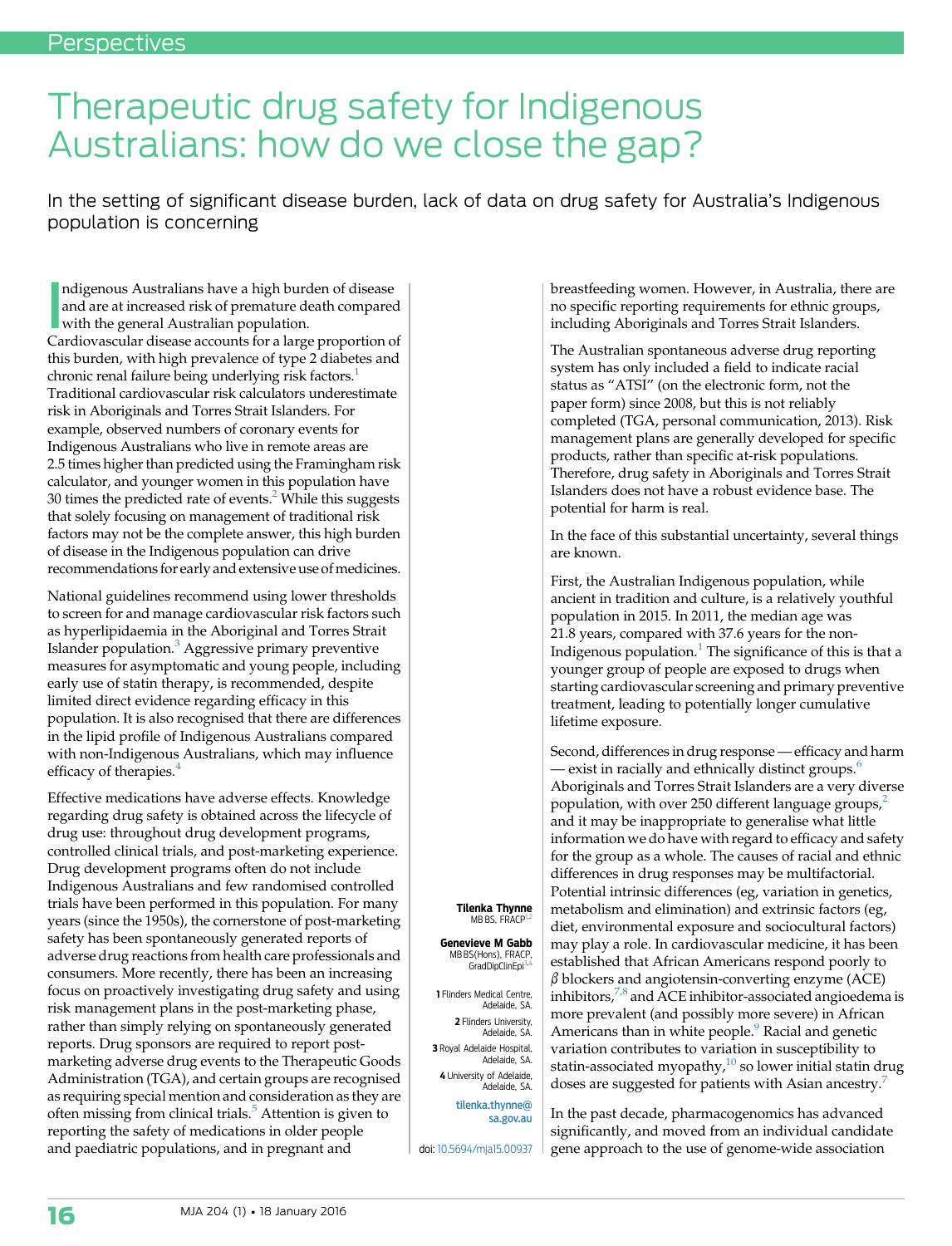# Therapeutic drug safety for Indigenous Australians: how do we close the gap?

In the setting of significant disease burden, lack of data on drug safety for Australia's Indigenous population is concerning

**Tilenka Thynne** MB BS, FRACP[1,2]

**Genevieve M Gabb** MB BS(Hons), FRACP, GradDipClinEpi[3,4]

1 Flinders Medical Centre, Adelaide, SA.
2 Flinders University, Adelaide, SA.
3 Royal Adelaide Hospital, Adelaide, SA.
4 University of Adelaide, Adelaide, SA.

tilenka.thynne@sa.gov.au

doi: 10.5694/mja15.00937

Indigenous Australians have a high burden of disease and are at increased risk of premature death compared with the general Australian population. Cardiovascular disease accounts for a large proportion of this burden, with high prevalence of type 2 diabetes and chronic renal failure being underlying risk factors.[1] Traditional cardiovascular risk calculators underestimate risk in Aboriginals and Torres Strait Islanders. For example, observed numbers of coronary events for Indigenous Australians who live in remote areas are 2.5 times higher than predicted using the Framingham risk calculator, and younger women in this population have 30 times the predicted rate of events.[2] While this suggests that solely focusing on management of traditional risk factors may not be the complete answer, this high burden of disease in the Indigenous population can drive recommendations for early and extensive use of medicines.

National guidelines recommend using lower thresholds to screen for and manage cardiovascular risk factors such as hyperlipidaemia in the Aboriginal and Torres Strait Islander population.[3] Aggressive primary preventive measures for asymptomatic and young people, including early use of statin therapy, is recommended, despite limited direct evidence regarding efficacy in this population. It is also recognised that there are differences in the lipid profile of Indigenous Australians compared with non-Indigenous Australians, which may influence efficacy of therapies.[4]

Effective medications have adverse effects. Knowledge regarding drug safety is obtained across the lifecycle of drug use: throughout drug development programs, controlled clinical trials, and post-marketing experience. Drug development programs often do not include Indigenous Australians and few randomised controlled trials have been performed in this population. For many years (since the 1950s), the cornerstone of post-marketing safety has been spontaneously generated reports of adverse drug reactions from health care professionals and consumers. More recently, there has been an increasing focus on proactively investigating drug safety and using risk management plans in the post-marketing phase, rather than simply relying on spontaneously generated reports. Drug sponsors are required to report post-marketing adverse drug events to the Therapeutic Goods Administration (TGA), and certain groups are recognised as requiring special mention and consideration as they are often missing from clinical trials.[5] Attention is given to reporting the safety of medications in older people and paediatric populations, and in pregnant and breastfeeding women. However, in Australia, there are no specific reporting requirements for ethnic groups, including Aboriginals and Torres Strait Islanders.

The Australian spontaneous adverse drug reporting system has only included a field to indicate racial status as "ATSI" (on the electronic form, not the paper form) since 2008, but this is not reliably completed (TGA, personal communication, 2013). Risk management plans are generally developed for specific products, rather than specific at-risk populations. Therefore, drug safety in Aboriginals and Torres Strait Islanders does not have a robust evidence base. The potential for harm is real.

In the face of this substantial uncertainty, several things are known.

First, the Australian Indigenous population, while ancient in tradition and culture, is a relatively youthful population in 2015. In 2011, the median age was 21.8 years, compared with 37.6 years for the non-Indigenous population.[1] The significance of this is that a younger group of people are exposed to drugs when starting cardiovascular screening and primary preventive treatment, leading to potentially longer cumulative lifetime exposure.

Second, differences in drug response — efficacy and harm — exist in racially and ethnically distinct groups.[6] Aboriginals and Torres Strait Islanders are a very diverse population, with over 250 different language groups,[2] and it may be inappropriate to generalise what little information we do have with regard to efficacy and safety for the group as a whole. The causes of racial and ethnic differences in drug responses may be multifactorial. Potential intrinsic differences (eg, variation in genetics, metabolism and elimination) and extrinsic factors (eg, diet, environmental exposure and sociocultural factors) may play a role. In cardiovascular medicine, it has been established that African Americans respond poorly to $\beta$ blockers and angiotensin-converting enzyme (ACE) inhibitors,[7,8] and ACE inhibitor-associated angioedema is more prevalent (and possibly more severe) in African Americans than in white people.[9] Racial and genetic variation contributes to variation in susceptibility to statin-associated myopathy,[10] so lower initial statin drug doses are suggested for patients with Asian ancestry.[7]

In the past decade, pharmacogenomics has advanced significantly, and moved from an individual candidate gene approach to the use of genome-wide association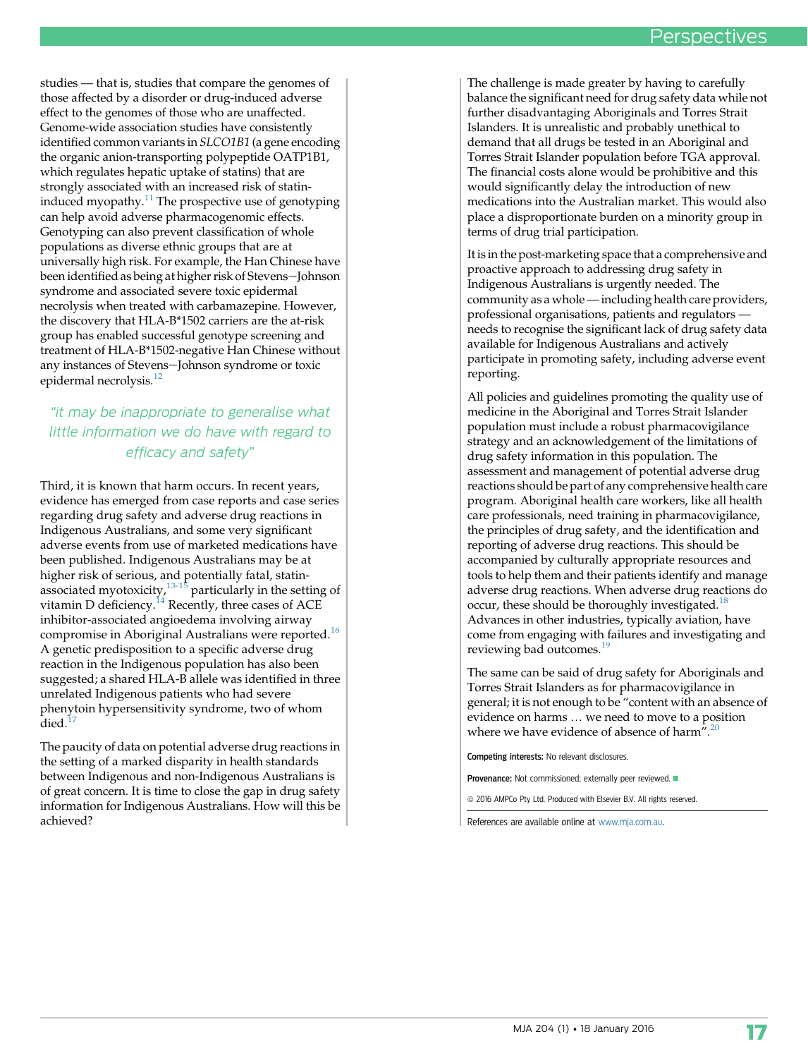studies — that is, studies that compare the genomes of those affected by a disorder or drug-induced adverse effect to the genomes of those who are unaffected. Genome-wide association studies have consistently identified common variants in *SLCO1B1* (a gene encoding the organic anion-transporting polypeptide OATP1B1, which regulates hepatic uptake of statins) that are strongly associated with an increased risk of statin-induced myopathy.[11] The prospective use of genotyping can help avoid adverse pharmacogenomic effects. Genotyping can also prevent classification of whole populations as diverse ethnic groups that are at universally high risk. For example, the Han Chinese have been identified as being at higher risk of Stevens–Johnson syndrome and associated severe toxic epidermal necrolysis when treated with carbamazepine. However, the discovery that HLA-B*1502 carriers are the at-risk group has enabled successful genotype screening and treatment of HLA-B*1502-negative Han Chinese without any instances of Stevens–Johnson syndrome or toxic epidermal necrolysis.[12]

> "it may be inappropriate to generalise what little information we do have with regard to efficacy and safety"

Third, it is known that harm occurs. In recent years, evidence has emerged from case reports and case series regarding drug safety and adverse drug reactions in Indigenous Australians, and some very significant adverse events from use of marketed medications have been published. Indigenous Australians may be at higher risk of serious, and potentially fatal, statin-associated myotoxicity,[13-15] particularly in the setting of vitamin D deficiency.[14] Recently, three cases of ACE inhibitor-associated angioedema involving airway compromise in Aboriginal Australians were reported.[16] A genetic predisposition to a specific adverse drug reaction in the Indigenous population has also been suggested; a shared HLA-B allele was identified in three unrelated Indigenous patients who had severe phenytoin hypersensitivity syndrome, two of whom died.[17]

The paucity of data on potential adverse drug reactions in the setting of a marked disparity in health standards between Indigenous and non-Indigenous Australians is of great concern. It is time to close the gap in drug safety information for Indigenous Australians. How will this be achieved?

The challenge is made greater by having to carefully balance the significant need for drug safety data while not further disadvantaging Aboriginals and Torres Strait Islanders. It is unrealistic and probably unethical to demand that all drugs be tested in an Aboriginal and Torres Strait Islander population before TGA approval. The financial costs alone would be prohibitive and this would significantly delay the introduction of new medications into the Australian market. This would also place a disproportionate burden on a minority group in terms of drug trial participation.

It is in the post-marketing space that a comprehensive and proactive approach to addressing drug safety in Indigenous Australians is urgently needed. The community as a whole — including health care providers, professional organisations, patients and regulators — needs to recognise the significant lack of drug safety data available for Indigenous Australians and actively participate in promoting safety, including adverse event reporting.

All policies and guidelines promoting the quality use of medicine in the Aboriginal and Torres Strait Islander population must include a robust pharmacovigilance strategy and an acknowledgement of the limitations of drug safety information in this population. The assessment and management of potential adverse drug reactions should be part of any comprehensive health care program. Aboriginal health care workers, like all health care professionals, need training in pharmacovigilance, the principles of drug safety, and the identification and reporting of adverse drug reactions. This should be accompanied by culturally appropriate resources and tools to help them and their patients identify and manage adverse drug reactions. When adverse drug reactions do occur, these should be thoroughly investigated.[18] Advances in other industries, typically aviation, have come from engaging with failures and investigating and reviewing bad outcomes.[19]

The same can be said of drug safety for Aboriginals and Torres Strait Islanders as for pharmacovigilance in general; it is not enough to be "content with an absence of evidence on harms … we need to move to a position where we have evidence of absence of harm".[20]

**Competing interests:** No relevant disclosures.

**Provenance:** Not commissioned; externally peer reviewed.

© 2016 AMPCo Pty Ltd. Produced with Elsevier B.V. All rights reserved.

References are available online at www.mja.com.au.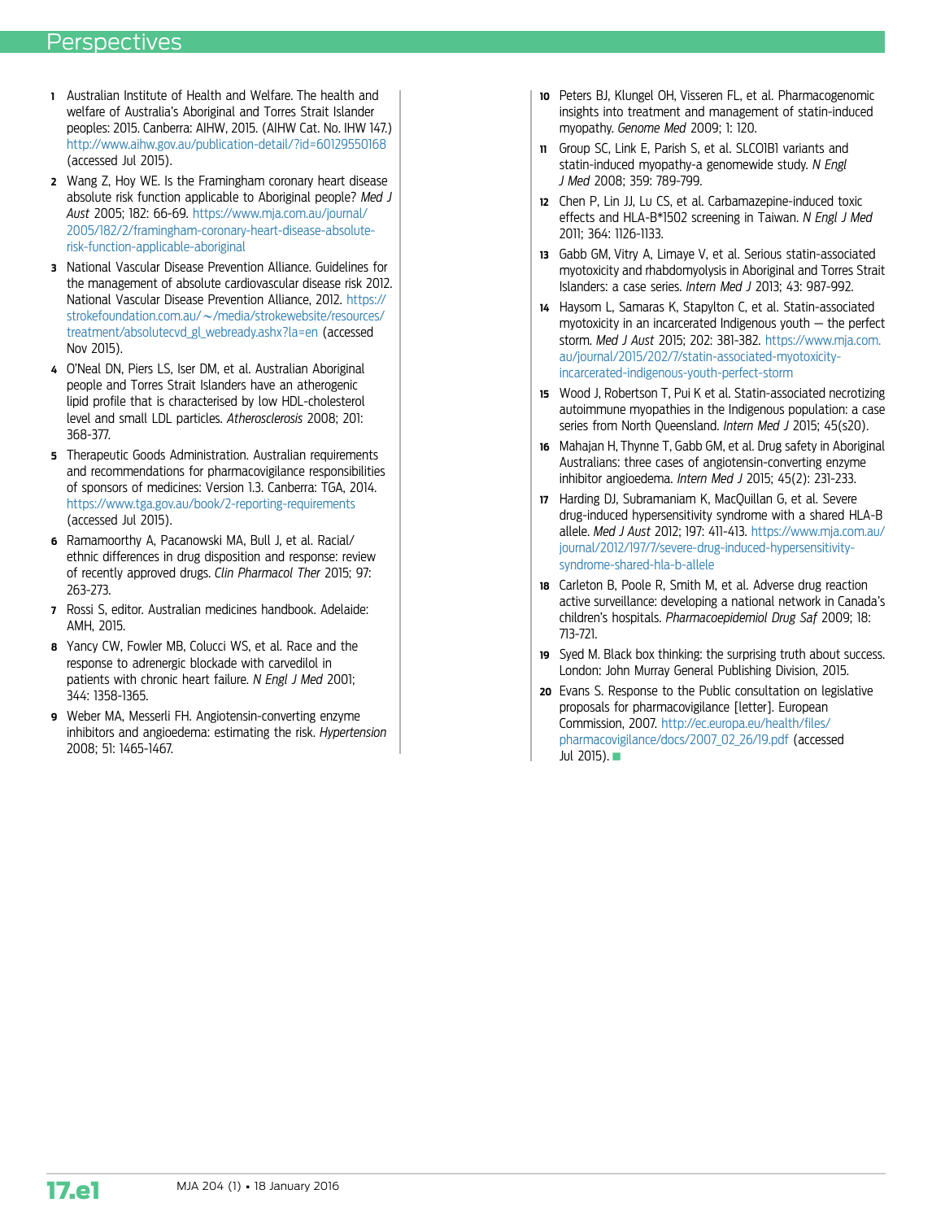1. Australian Institute of Health and Welfare. The health and welfare of Australia's Aboriginal and Torres Strait Islander peoples: 2015. Canberra: AIHW, 2015. (AIHW Cat. No. IHW 147.) http://www.aihw.gov.au/publication-detail/?id=60129550168 (accessed Jul 2015).
2. Wang Z, Hoy WE. Is the Framingham coronary heart disease absolute risk function applicable to Aboriginal people? *Med J Aust* 2005; 182: 66-69. https://www.mja.com.au/journal/2005/182/2/framingham-coronary-heart-disease-absolute-risk-function-applicable-aboriginal
3. National Vascular Disease Prevention Alliance. Guidelines for the management of absolute cardiovascular disease risk 2012. National Vascular Disease Prevention Alliance, 2012. https://strokefoundation.com.au/~/media/strokewebsite/resources/treatment/absolutecvd_gl_webready.ashx?la=en (accessed Nov 2015).
4. O'Neal DN, Piers LS, Iser DM, et al. Australian Aboriginal people and Torres Strait Islanders have an atherogenic lipid profile that is characterised by low HDL-cholesterol level and small LDL particles. *Atherosclerosis* 2008; 201: 368-377.
5. Therapeutic Goods Administration. Australian requirements and recommendations for pharmacovigilance responsibilities of sponsors of medicines: Version 1.3. Canberra: TGA, 2014. https://www.tga.gov.au/book/2-reporting-requirements (accessed Jul 2015).
6. Ramamoorthy A, Pacanowski MA, Bull J, et al. Racial/ethnic differences in drug disposition and response: review of recently approved drugs. *Clin Pharmacol Ther* 2015; 97: 263-273.
7. Rossi S, editor. Australian medicines handbook. Adelaide: AMH, 2015.
8. Yancy CW, Fowler MB, Colucci WS, et al. Race and the response to adrenergic blockade with carvedilol in patients with chronic heart failure. *N Engl J Med* 2001; 344: 1358-1365.
9. Weber MA, Messerli FH. Angiotensin-converting enzyme inhibitors and angioedema: estimating the risk. *Hypertension* 2008; 51: 1465-1467.
10. Peters BJ, Klungel OH, Visseren FL, et al. Pharmacogenomic insights into treatment and management of statin-induced myopathy. *Genome Med* 2009; 1: 120.
11. Group SC, Link E, Parish S, et al. SLCO1B1 variants and statin-induced myopathy-a genomewide study. *N Engl J Med* 2008; 359: 789-799.
12. Chen P, Lin JJ, Lu CS, et al. Carbamazepine-induced toxic effects and HLA-B*1502 screening in Taiwan. *N Engl J Med* 2011; 364: 1126-1133.
13. Gabb GM, Vitry A, Limaye V, et al. Serious statin-associated myotoxicity and rhabdomyolysis in Aboriginal and Torres Strait Islanders: a case series. *Intern Med J* 2013; 43: 987-992.
14. Haysom L, Samaras K, Stapylton C, et al. Statin-associated myotoxicity in an incarcerated Indigenous youth — the perfect storm. *Med J Aust* 2015; 202: 381-382. https://www.mja.com.au/journal/2015/202/7/statin-associated-myotoxicity-incarcerated-indigenous-youth-perfect-storm
15. Wood J, Robertson T, Pui K et al. Statin-associated necrotizing autoimmune myopathies in the Indigenous population: a case series from North Queensland. *Intern Med J* 2015; 45(s20).
16. Mahajan H, Thynne T, Gabb GM, et al. Drug safety in Aboriginal Australians: three cases of angiotensin-converting enzyme inhibitor angioedema. *Intern Med J* 2015; 45(2): 231-233.
17. Harding DJ, Subramaniam K, MacQuillan G, et al. Severe drug-induced hypersensitivity syndrome with a shared HLA-B allele. *Med J Aust* 2012; 197: 411-413. https://www.mja.com.au/journal/2012/197/7/severe-drug-induced-hypersensitivity-syndrome-shared-hla-b-allele
18. Carleton B, Poole R, Smith M, et al. Adverse drug reaction active surveillance: developing a national network in Canada's children's hospitals. *Pharmacoepidemiol Drug Saf* 2009; 18: 713-721.
19. Syed M. Black box thinking: the surprising truth about success. London: John Murray General Publishing Division, 2015.
20. Evans S. Response to the Public consultation on legislative proposals for pharmacovigilance [letter]. European Commission, 2007. http://ec.europa.eu/health/files/pharmacovigilance/docs/2007_02_26/19.pdf (accessed Jul 2015). ■